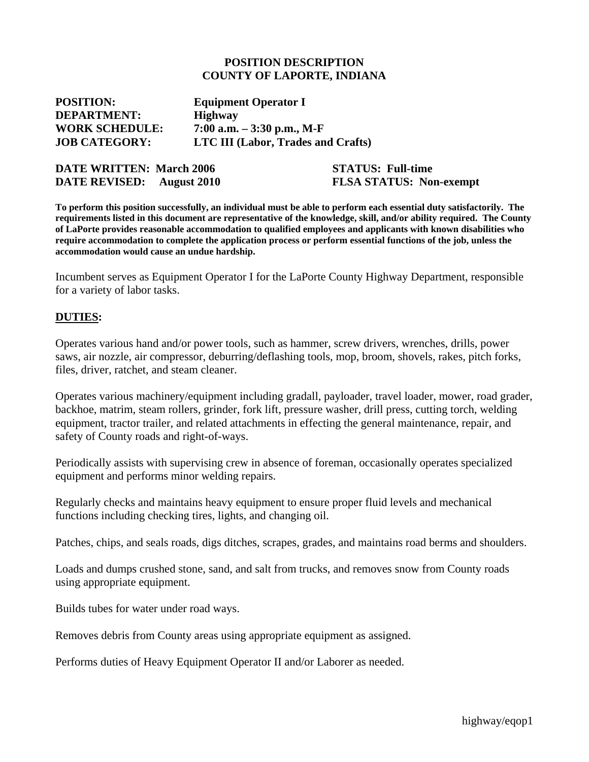**POSITION DESCRIPTION**
**COUNTY OF LAPORTE, INDIANA**

**POSITION:** **Equipment Operator I**
**DEPARTMENT:** **Highway**
**WORK SCHEDULE:** **7:00 a.m. – 3:30 p.m., M-F**
**JOB CATEGORY:** **LTC III (Labor, Trades and Crafts)**

**DATE WRITTEN: March 2006** **STATUS: Full-time**
**DATE REVISED: August 2010** **FLSA STATUS: Non-exempt**

**To perform this position successfully, an individual must be able to perform each essential duty satisfactorily. The requirements listed in this document are representative of the knowledge, skill, and/or ability required. The County of LaPorte provides reasonable accommodation to qualified employees and applicants with known disabilities who require accommodation to complete the application process or perform essential functions of the job, unless the accommodation would cause an undue hardship.**

Incumbent serves as Equipment Operator I for the LaPorte County Highway Department, responsible for a variety of labor tasks.

## DUTIES:

Operates various hand and/or power tools, such as hammer, screw drivers, wrenches, drills, power saws, air nozzle, air compressor, deburring/deflashing tools, mop, broom, shovels, rakes, pitch forks, files, driver, ratchet, and steam cleaner.

Operates various machinery/equipment including gradall, payloader, travel loader, mower, road grader, backhoe, matrim, steam rollers, grinder, fork lift, pressure washer, drill press, cutting torch, welding equipment, tractor trailer, and related attachments in effecting the general maintenance, repair, and safety of County roads and right-of-ways.

Periodically assists with supervising crew in absence of foreman, occasionally operates specialized equipment and performs minor welding repairs.

Regularly checks and maintains heavy equipment to ensure proper fluid levels and mechanical functions including checking tires, lights, and changing oil.

Patches, chips, and seals roads, digs ditches, scrapes, grades, and maintains road berms and shoulders.

Loads and dumps crushed stone, sand, and salt from trucks, and removes snow from County roads using appropriate equipment.

Builds tubes for water under road ways.

Removes debris from County areas using appropriate equipment as assigned.

Performs duties of Heavy Equipment Operator II and/or Laborer as needed.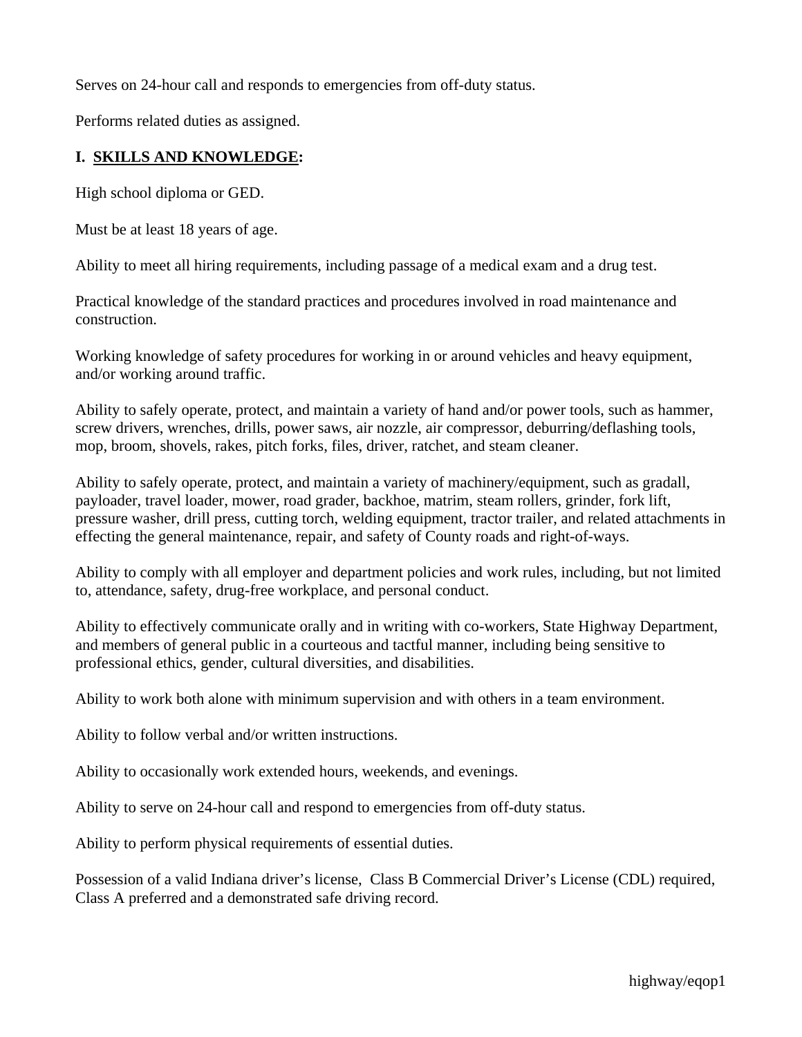Serves on 24-hour call and responds to emergencies from off-duty status.

Performs related duties as assigned.

## I. SKILLS AND KNOWLEDGE:

High school diploma or GED.

Must be at least 18 years of age.

Ability to meet all hiring requirements, including passage of a medical exam and a drug test.

Practical knowledge of the standard practices and procedures involved in road maintenance and construction.

Working knowledge of safety procedures for working in or around vehicles and heavy equipment, and/or working around traffic.

Ability to safely operate, protect, and maintain a variety of hand and/or power tools, such as hammer, screw drivers, wrenches, drills, power saws, air nozzle, air compressor, deburring/deflashing tools, mop, broom, shovels, rakes, pitch forks, files, driver, ratchet, and steam cleaner.

Ability to safely operate, protect, and maintain a variety of machinery/equipment, such as gradall, payloader, travel loader, mower, road grader, backhoe, matrim, steam rollers, grinder, fork lift, pressure washer, drill press, cutting torch, welding equipment, tractor trailer, and related attachments in effecting the general maintenance, repair, and safety of County roads and right-of-ways.

Ability to comply with all employer and department policies and work rules, including, but not limited to, attendance, safety, drug-free workplace, and personal conduct.

Ability to effectively communicate orally and in writing with co-workers, State Highway Department, and members of general public in a courteous and tactful manner, including being sensitive to professional ethics, gender, cultural diversities, and disabilities.

Ability to work both alone with minimum supervision and with others in a team environment.

Ability to follow verbal and/or written instructions.

Ability to occasionally work extended hours, weekends, and evenings.

Ability to serve on 24-hour call and respond to emergencies from off-duty status.

Ability to perform physical requirements of essential duties.

Possession of a valid Indiana driver's license, Class B Commercial Driver's License (CDL) required, Class A preferred and a demonstrated safe driving record.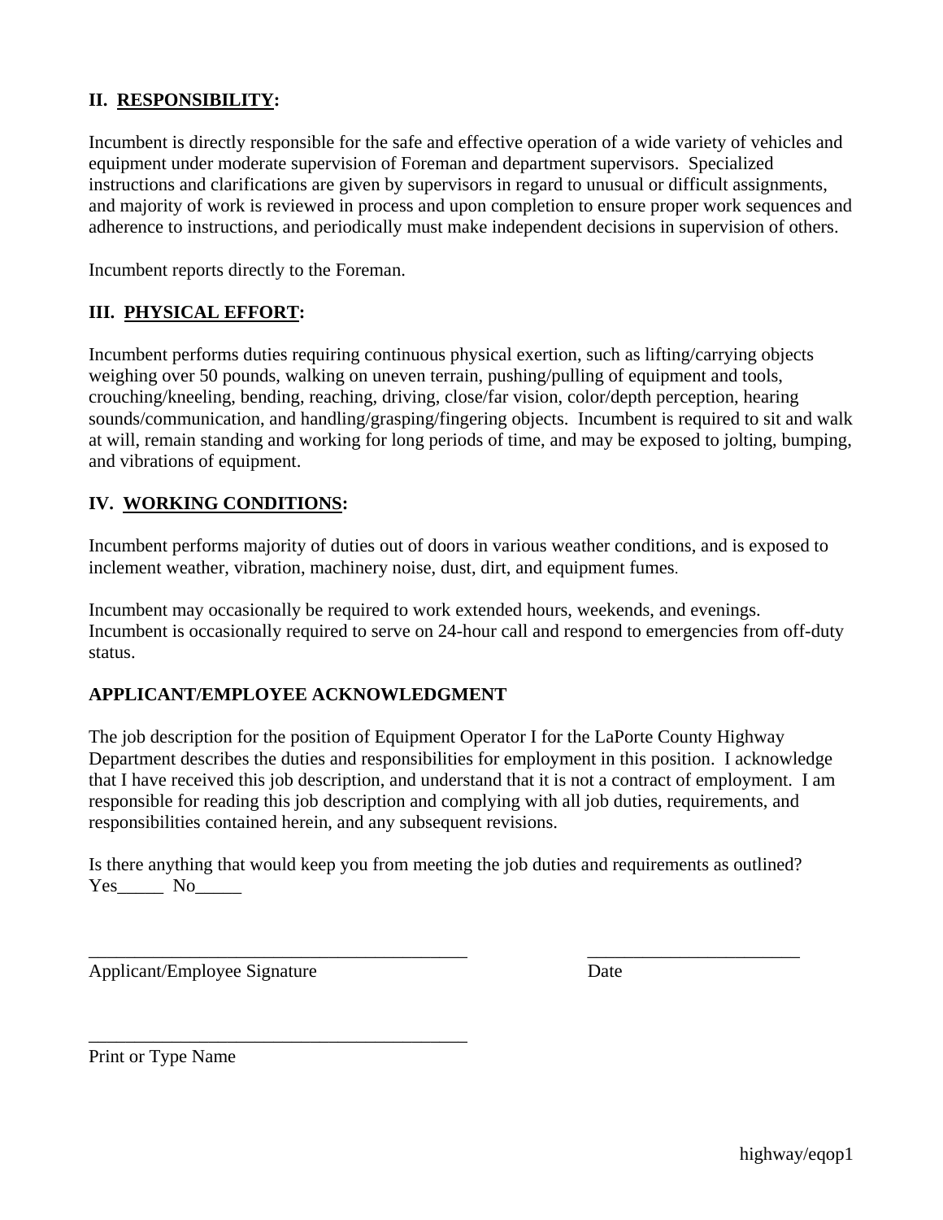## II. RESPONSIBILITY:

Incumbent is directly responsible for the safe and effective operation of a wide variety of vehicles and equipment under moderate supervision of Foreman and department supervisors. Specialized instructions and clarifications are given by supervisors in regard to unusual or difficult assignments, and majority of work is reviewed in process and upon completion to ensure proper work sequences and adherence to instructions, and periodically must make independent decisions in supervision of others.

Incumbent reports directly to the Foreman.

## III. PHYSICAL EFFORT:

Incumbent performs duties requiring continuous physical exertion, such as lifting/carrying objects weighing over 50 pounds, walking on uneven terrain, pushing/pulling of equipment and tools, crouching/kneeling, bending, reaching, driving, close/far vision, color/depth perception, hearing sounds/communication, and handling/grasping/fingering objects. Incumbent is required to sit and walk at will, remain standing and working for long periods of time, and may be exposed to jolting, bumping, and vibrations of equipment.

## IV. WORKING CONDITIONS:

Incumbent performs majority of duties out of doors in various weather conditions, and is exposed to inclement weather, vibration, machinery noise, dust, dirt, and equipment fumes.

Incumbent may occasionally be required to work extended hours, weekends, and evenings. Incumbent is occasionally required to serve on 24-hour call and respond to emergencies from off-duty status.

## APPLICANT/EMPLOYEE ACKNOWLEDGMENT

The job description for the position of Equipment Operator I for the LaPorte County Highway Department describes the duties and responsibilities for employment in this position. I acknowledge that I have received this job description, and understand that it is not a contract of employment. I am responsible for reading this job description and complying with all job duties, requirements, and responsibilities contained herein, and any subsequent revisions.

Is there anything that would keep you from meeting the job duties and requirements as outlined?
Yes_____ No_____

_________________________________________ _______________________
Applicant/Employee Signature Date

_________________________________________
Print or Type Name

highway/eqop1